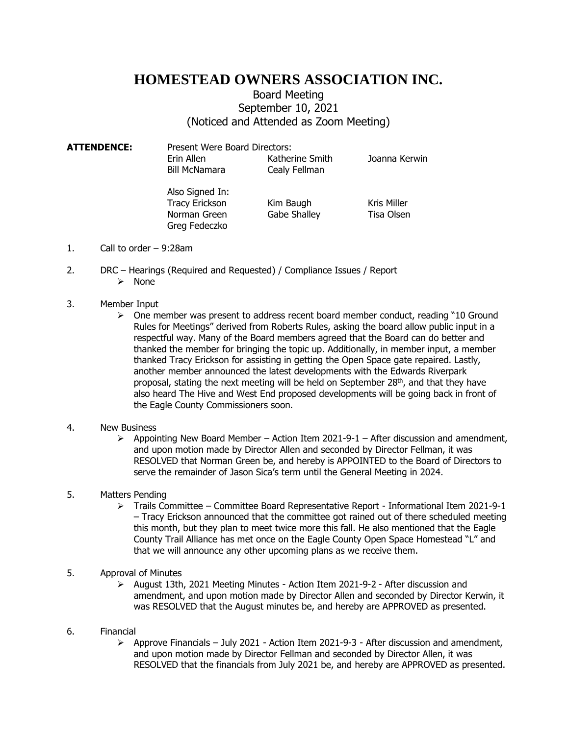# HOMESTEAD OWNERS ASSOCIATION INC.

Board Meeting
September 10, 2021
(Noticed and Attended as Zoom Meeting)

**ATTENDENCE:**

Present Were Board Directors:

| | | |
|---|---|---|
| Erin Allen | Katherine Smith | Joanna Kerwin |
| Bill McNamara | Cealy Fellman | |

Also Signed In:

| | | |
|---|---|---|
| Tracy Erickson | Kim Baugh | Kris Miller |
| Norman Green | Gabe Shalley | Tisa Olsen |
| Greg Fedeczko | | |

1. Call to order – 9:28am

2. DRC – Hearings (Required and Requested) / Compliance Issues / Report
   - None

3. Member Input
   - One member was present to address recent board member conduct, reading "10 Ground Rules for Meetings" derived from Roberts Rules, asking the board allow public input in a respectful way. Many of the Board members agreed that the Board can do better and thanked the member for bringing the topic up. Additionally, in member input, a member thanked Tracy Erickson for assisting in getting the Open Space gate repaired. Lastly, another member announced the latest developments with the Edwards Riverpark proposal, stating the next meeting will be held on September 28th, and that they have also heard The Hive and West End proposed developments will be going back in front of the Eagle County Commissioners soon.

4. New Business
   - Appointing New Board Member – Action Item 2021-9-1 – After discussion and amendment, and upon motion made by Director Allen and seconded by Director Fellman, it was RESOLVED that Norman Green be, and hereby is APPOINTED to the Board of Directors to serve the remainder of Jason Sica's term until the General Meeting in 2024.

5. Matters Pending
   - Trails Committee – Committee Board Representative Report - Informational Item 2021-9-1 – Tracy Erickson announced that the committee got rained out of there scheduled meeting this month, but they plan to meet twice more this fall. He also mentioned that the Eagle County Trail Alliance has met once on the Eagle County Open Space Homestead "L" and that we will announce any other upcoming plans as we receive them.

5. Approval of Minutes
   - August 13th, 2021 Meeting Minutes - Action Item 2021-9-2 - After discussion and amendment, and upon motion made by Director Allen and seconded by Director Kerwin, it was RESOLVED that the August minutes be, and hereby are APPROVED as presented.

6. Financial
   - Approve Financials – July 2021 - Action Item 2021-9-3 - After discussion and amendment, and upon motion made by Director Fellman and seconded by Director Allen, it was RESOLVED that the financials from July 2021 be, and hereby are APPROVED as presented.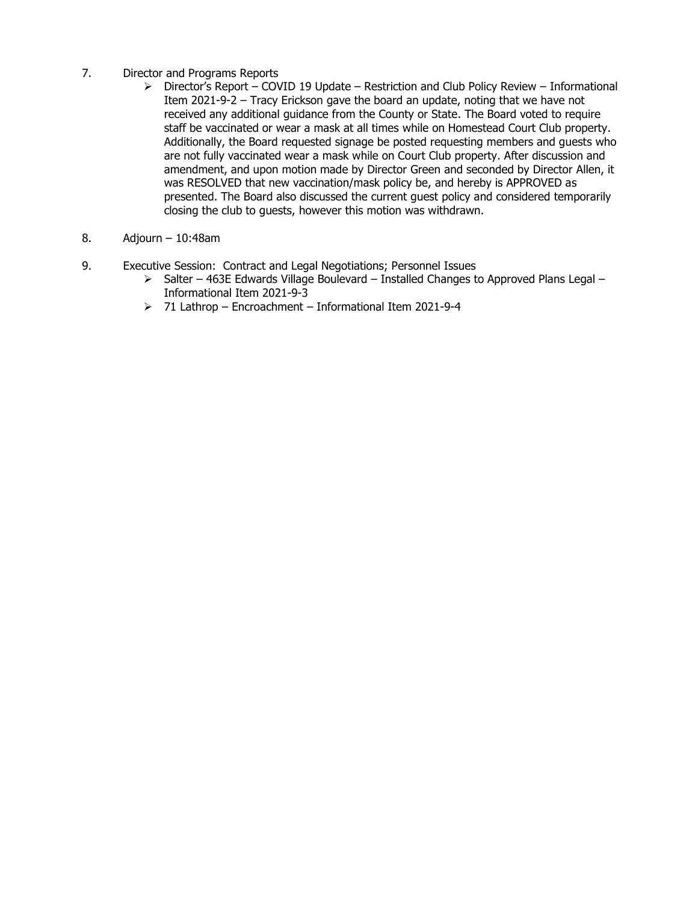7. Director and Programs Reports
   - Director's Report – COVID 19 Update – Restriction and Club Policy Review – Informational Item 2021-9-2 – Tracy Erickson gave the board an update, noting that we have not received any additional guidance from the County or State. The Board voted to require staff be vaccinated or wear a mask at all times while on Homestead Court Club property. Additionally, the Board requested signage be posted requesting members and guests who are not fully vaccinated wear a mask while on Court Club property. After discussion and amendment, and upon motion made by Director Green and seconded by Director Allen, it was RESOLVED that new vaccination/mask policy be, and hereby is APPROVED as presented. The Board also discussed the current guest policy and considered temporarily closing the club to guests, however this motion was withdrawn.

8. Adjourn – 10:48am

9. Executive Session: Contract and Legal Negotiations; Personnel Issues
   - Salter – 463E Edwards Village Boulevard – Installed Changes to Approved Plans Legal – Informational Item 2021-9-3
   - 71 Lathrop – Encroachment – Informational Item 2021-9-4